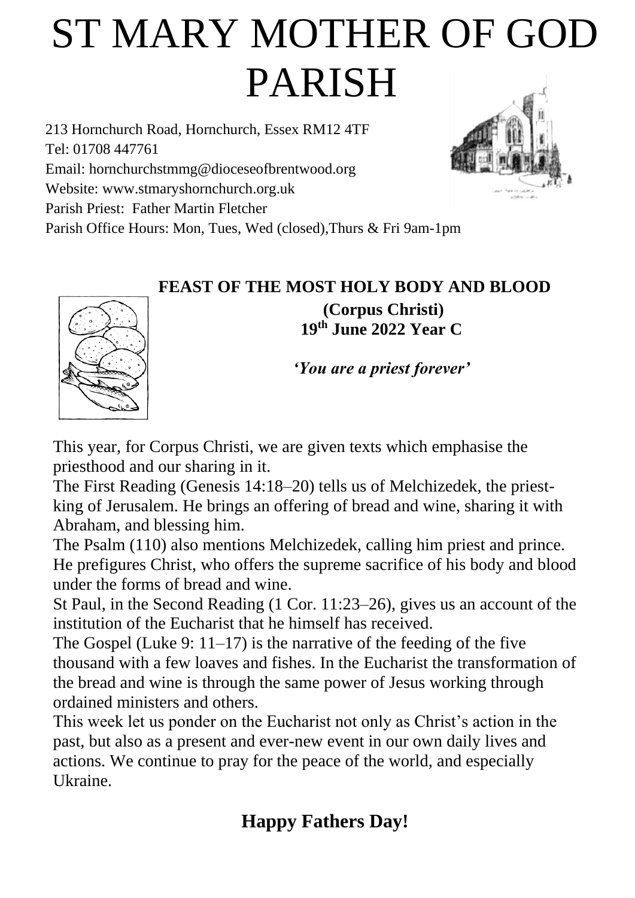# ST MARY MOTHER OF GOD PARISH

213 Hornchurch Road, Hornchurch, Essex RM12 4TF
Tel: 01708 447761
Email: hornchurchstmmg@dioceseofbrentwood.org
Website: www.stmaryshornchurch.org.uk
Parish Priest: Father Martin Fletcher
Parish Office Hours: Mon, Tues, Wed (closed),Thurs & Fri 9am-1pm

## FEAST OF THE MOST HOLY BODY AND BLOOD

**(Corpus Christi)**
**19th June 2022 Year C**

***'You are a priest forever'***

This year, for Corpus Christi, we are given texts which emphasise the priesthood and our sharing in it.
The First Reading (Genesis 14:18–20) tells us of Melchizedek, the priest-king of Jerusalem. He brings an offering of bread and wine, sharing it with Abraham, and blessing him.
The Psalm (110) also mentions Melchizedek, calling him priest and prince. He prefigures Christ, who offers the supreme sacrifice of his body and blood under the forms of bread and wine.
St Paul, in the Second Reading (1 Cor. 11:23–26), gives us an account of the institution of the Eucharist that he himself has received.
The Gospel (Luke 9: 11–17) is the narrative of the feeding of the five thousand with a few loaves and fishes. In the Eucharist the transformation of the bread and wine is through the same power of Jesus working through ordained ministers and others.
This week let us ponder on the Eucharist not only as Christ's action in the past, but also as a present and ever-new event in our own daily lives and actions. We continue to pray for the peace of the world, and especially Ukraine.

**Happy Fathers Day!**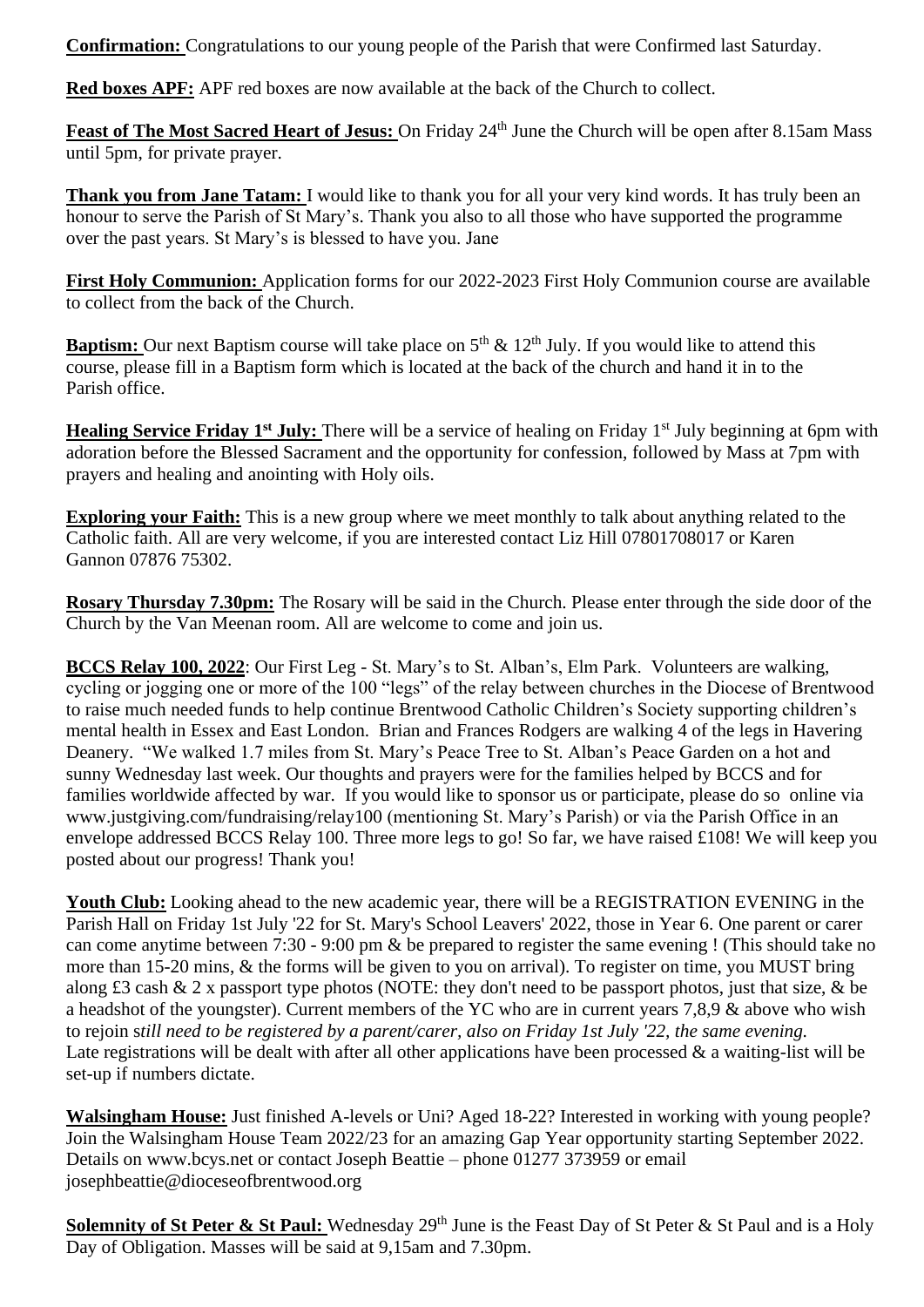**Confirmation:** Congratulations to our young people of the Parish that were Confirmed last Saturday.

**Red boxes APF:** APF red boxes are now available at the back of the Church to collect.

**Feast of The Most Sacred Heart of Jesus:** On Friday 24th June the Church will be open after 8.15am Mass until 5pm, for private prayer.

**Thank you from Jane Tatam:** I would like to thank you for all your very kind words. It has truly been an honour to serve the Parish of St Mary's. Thank you also to all those who have supported the programme over the past years. St Mary's is blessed to have you. Jane

**First Holy Communion:** Application forms for our 2022-2023 First Holy Communion course are available to collect from the back of the Church.

**Baptism:** Our next Baptism course will take place on 5th & 12th July. If you would like to attend this course, please fill in a Baptism form which is located at the back of the church and hand it in to the Parish office.

**Healing Service Friday 1st July:** There will be a service of healing on Friday 1st July beginning at 6pm with adoration before the Blessed Sacrament and the opportunity for confession, followed by Mass at 7pm with prayers and healing and anointing with Holy oils.

**Exploring your Faith:** This is a new group where we meet monthly to talk about anything related to the Catholic faith. All are very welcome, if you are interested contact Liz Hill 07801708017 or Karen Gannon 07876 75302.

**Rosary Thursday 7.30pm:** The Rosary will be said in the Church. Please enter through the side door of the Church by the Van Meenan room. All are welcome to come and join us.

**BCCS Relay 100, 2022**: Our First Leg - St. Mary's to St. Alban's, Elm Park. Volunteers are walking, cycling or jogging one or more of the 100 "legs" of the relay between churches in the Diocese of Brentwood to raise much needed funds to help continue Brentwood Catholic Children's Society supporting children's mental health in Essex and East London. Brian and Frances Rodgers are walking 4 of the legs in Havering Deanery. "We walked 1.7 miles from St. Mary's Peace Tree to St. Alban's Peace Garden on a hot and sunny Wednesday last week. Our thoughts and prayers were for the families helped by BCCS and for families worldwide affected by war. If you would like to sponsor us or participate, please do so online via www.justgiving.com/fundraising/relay100 (mentioning St. Mary's Parish) or via the Parish Office in an envelope addressed BCCS Relay 100. Three more legs to go! So far, we have raised £108! We will keep you posted about our progress! Thank you!

**Youth Club:** Looking ahead to the new academic year, there will be a REGISTRATION EVENING in the Parish Hall on Friday 1st July '22 for St. Mary's School Leavers' 2022, those in Year 6. One parent or carer can come anytime between 7:30 - 9:00 pm & be prepared to register the same evening ! (This should take no more than 15-20 mins, & the forms will be given to you on arrival). To register on time, you MUST bring along £3 cash & 2 x passport type photos (NOTE: they don't need to be passport photos, just that size, & be a headshot of the youngster). Current members of the YC who are in current years 7,8,9 & above who wish to rejoin s*till need to be registered by a parent/carer, also on Friday 1st July '22, the same evening.* Late registrations will be dealt with after all other applications have been processed & a waiting-list will be set-up if numbers dictate.

**Walsingham House:** Just finished A-levels or Uni? Aged 18-22? Interested in working with young people? Join the Walsingham House Team 2022/23 for an amazing Gap Year opportunity starting September 2022. Details on www.bcys.net or contact Joseph Beattie – phone 01277 373959 or email josephbeattie@dioceseofbrentwood.org

**Solemnity of St Peter & St Paul:** Wednesday 29th June is the Feast Day of St Peter & St Paul and is a Holy Day of Obligation. Masses will be said at 9,15am and 7.30pm.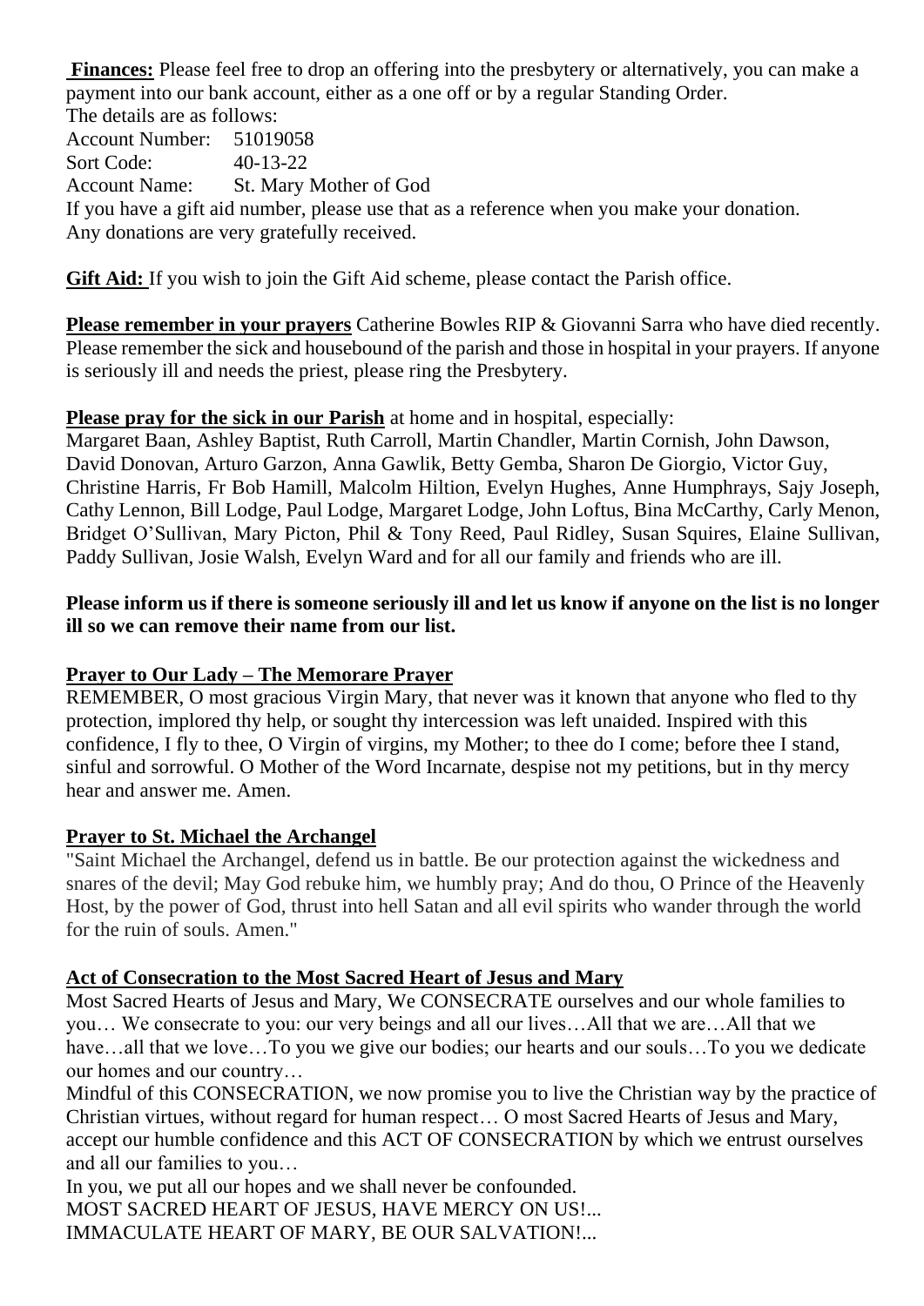**Finances:** Please feel free to drop an offering into the presbytery or alternatively, you can make a payment into our bank account, either as a one off or by a regular Standing Order.

The details are as follows:

Account Number: 51019058
Sort Code: 40-13-22
Account Name: St. Mary Mother of God

If you have a gift aid number, please use that as a reference when you make your donation.
Any donations are very gratefully received.

**Gift Aid:** If you wish to join the Gift Aid scheme, please contact the Parish office.

**Please remember in your prayers** Catherine Bowles RIP & Giovanni Sarra who have died recently. Please remember the sick and housebound of the parish and those in hospital in your prayers. If anyone is seriously ill and needs the priest, please ring the Presbytery.

**Please pray for the sick in our Parish** at home and in hospital, especially:
Margaret Baan, Ashley Baptist, Ruth Carroll, Martin Chandler, Martin Cornish, John Dawson, David Donovan, Arturo Garzon, Anna Gawlik, Betty Gemba, Sharon De Giorgio, Victor Guy, Christine Harris, Fr Bob Hamill, Malcolm Hiltion, Evelyn Hughes, Anne Humphrays, Sajy Joseph, Cathy Lennon, Bill Lodge, Paul Lodge, Margaret Lodge, John Loftus, Bina McCarthy, Carly Menon, Bridget O'Sullivan, Mary Picton, Phil & Tony Reed, Paul Ridley, Susan Squires, Elaine Sullivan, Paddy Sullivan, Josie Walsh, Evelyn Ward and for all our family and friends who are ill.

**Please inform us if there is someone seriously ill and let us know if anyone on the list is no longer ill so we can remove their name from our list.**

**Prayer to Our Lady – The Memorare Prayer**

REMEMBER, O most gracious Virgin Mary, that never was it known that anyone who fled to thy protection, implored thy help, or sought thy intercession was left unaided. Inspired with this confidence, I fly to thee, O Virgin of virgins, my Mother; to thee do I come; before thee I stand, sinful and sorrowful. O Mother of the Word Incarnate, despise not my petitions, but in thy mercy hear and answer me. Amen.

**Prayer to St. Michael the Archangel**

"Saint Michael the Archangel, defend us in battle. Be our protection against the wickedness and snares of the devil; May God rebuke him, we humbly pray; And do thou, O Prince of the Heavenly Host, by the power of God, thrust into hell Satan and all evil spirits who wander through the world for the ruin of souls. Amen."

**Act of Consecration to the Most Sacred Heart of Jesus and Mary**

Most Sacred Hearts of Jesus and Mary, We CONSECRATE ourselves and our whole families to you… We consecrate to you: our very beings and all our lives…All that we are…All that we have…all that we love…To you we give our bodies; our hearts and our souls…To you we dedicate our homes and our country…

Mindful of this CONSECRATION, we now promise you to live the Christian way by the practice of Christian virtues, without regard for human respect… O most Sacred Hearts of Jesus and Mary, accept our humble confidence and this ACT OF CONSECRATION by which we entrust ourselves and all our families to you…

In you, we put all our hopes and we shall never be confounded.
MOST SACRED HEART OF JESUS, HAVE MERCY ON US!...
IMMACULATE HEART OF MARY, BE OUR SALVATION!...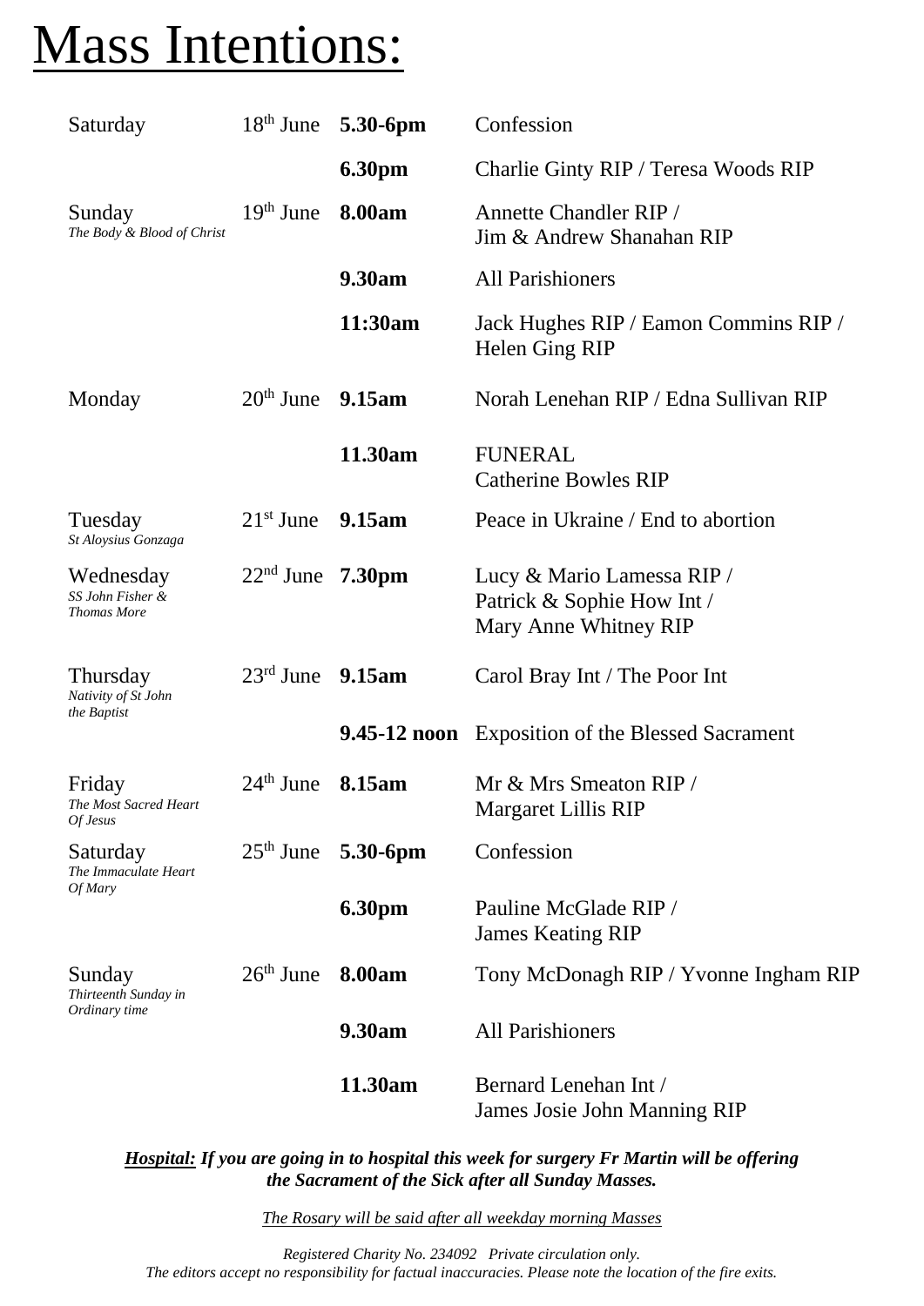# Mass Intentions:

| | | | |
|---|---|---|---|
| Saturday | 18th June | **5.30-6pm** | Confession |
| | | **6.30pm** | Charlie Ginty RIP / Teresa Woods RIP |
| Sunday *The Body & Blood of Christ* | 19th June | **8.00am** | Annette Chandler RIP / Jim & Andrew Shanahan RIP |
| | | **9.30am** | All Parishioners |
| | | **11:30am** | Jack Hughes RIP / Eamon Commins RIP / Helen Ging RIP |
| Monday | 20th June | **9.15am** | Norah Lenehan RIP / Edna Sullivan RIP |
| | | **11.30am** | FUNERAL Catherine Bowles RIP |
| Tuesday *St Aloysius Gonzaga* | 21st June | **9.15am** | Peace in Ukraine / End to abortion |
| Wednesday *SS John Fisher & Thomas More* | 22nd June | **7.30pm** | Lucy & Mario Lamessa RIP / Patrick & Sophie How Int / Mary Anne Whitney RIP |
| Thursday *Nativity of St John the Baptist* | 23rd June | **9.15am** | Carol Bray Int / The Poor Int |
| | | **9.45-12 noon** | Exposition of the Blessed Sacrament |
| Friday *The Most Sacred Heart Of Jesus* | 24th June | **8.15am** | Mr & Mrs Smeaton RIP / Margaret Lillis RIP |
| Saturday *The Immaculate Heart Of Mary* | 25th June | **5.30-6pm** | Confession |
| | | **6.30pm** | Pauline McGlade RIP / James Keating RIP |
| Sunday *Thirteenth Sunday in Ordinary time* | 26th June | **8.00am** | Tony McDonagh RIP / Yvonne Ingham RIP |
| | | **9.30am** | All Parishioners |
| | | **11.30am** | Bernard Lenehan Int / James Josie John Manning RIP |

***Hospital:* If you are going in to hospital this week for surgery Fr Martin will be offering the Sacrament of the Sick after all Sunday Masses.**

*The Rosary will be said after all weekday morning Masses*

*Registered Charity No. 234092 Private circulation only.*
*The editors accept no responsibility for factual inaccuracies. Please note the location of the fire exits.*